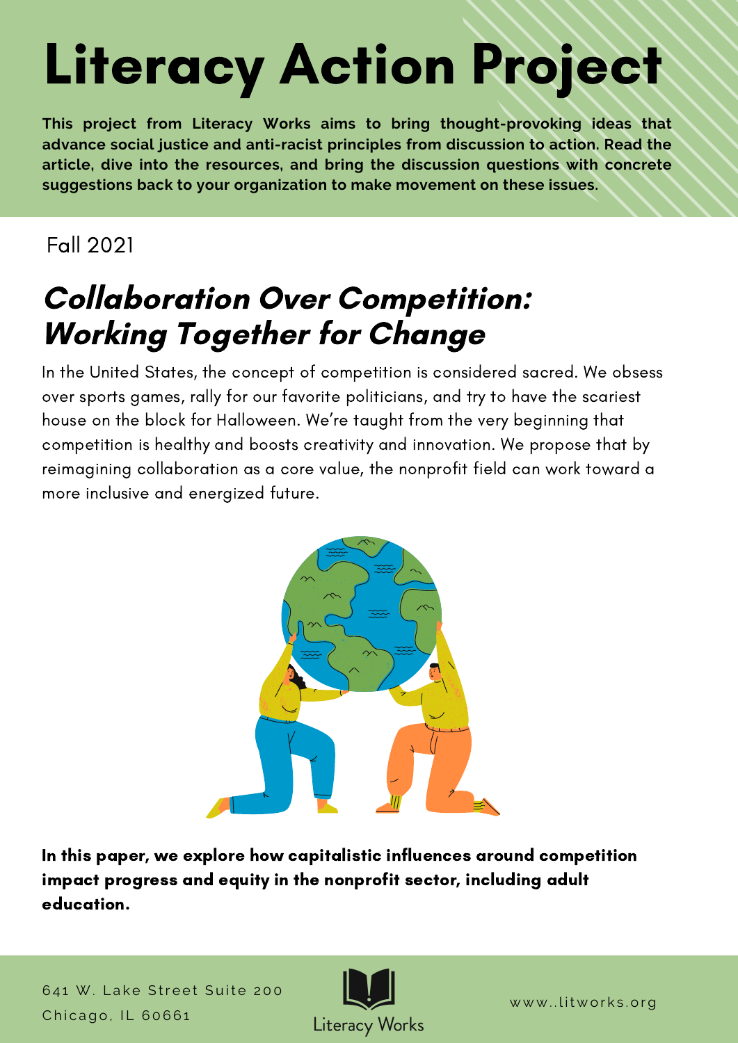# Literacy Action Project

**This project from Literacy Works aims to bring thought-provoking ideas that advance social justice and anti-racist principles from discussion to action. Read the article, dive into the resources, and bring the discussion questions with concrete suggestions back to your organization to make movement on these issues.**

Fall 2021

## *Collaboration Over Competition: Working Together for Change*

In the United States, the concept of competition is considered sacred. We obsess over sports games, rally for our favorite politicians, and try to have the scariest house on the block for Halloween. We're taught from the very beginning that competition is healthy and boosts creativity and innovation. We propose that by reimagining collaboration as a core value, the nonprofit field can work toward a more inclusive and energized future.

**In this paper, we explore how capitalistic influences around competition impact progress and equity in the nonprofit sector, including adult education.**

641 W. Lake Street Suite 200
Chicago, IL 60661

Literacy Works

www..litworks.org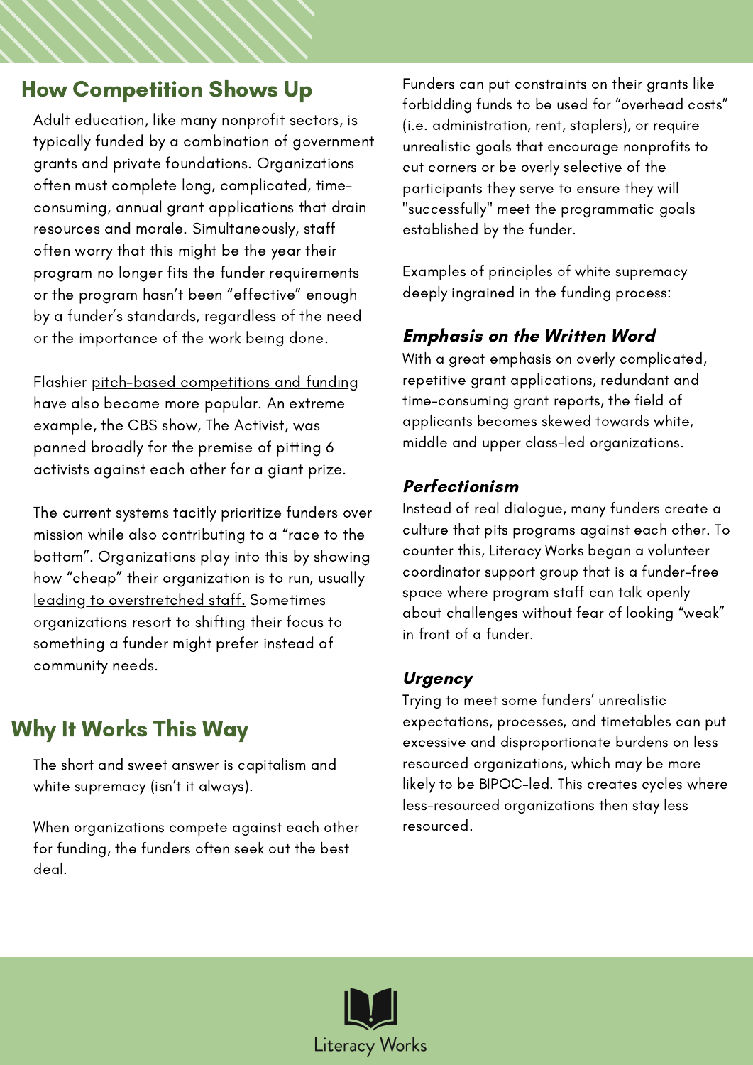## How Competition Shows Up

Adult education, like many nonprofit sectors, is typically funded by a combination of government grants and private foundations. Organizations often must complete long, complicated, time-consuming, annual grant applications that drain resources and morale. Simultaneously, staff often worry that this might be the year their program no longer fits the funder requirements or the program hasn't been "effective" enough by a funder's standards, regardless of the need or the importance of the work being done.

Flashier pitch-based competitions and funding have also become more popular. An extreme example, the CBS show, The Activist, was panned broadly for the premise of pitting 6 activists against each other for a giant prize.

The current systems tacitly prioritize funders over mission while also contributing to a "race to the bottom". Organizations play into this by showing how "cheap" their organization is to run, usually leading to overstretched staff. Sometimes organizations resort to shifting their focus to something a funder might prefer instead of community needs.

## Why It Works This Way

The short and sweet answer is capitalism and white supremacy (isn't it always).

When organizations compete against each other for funding, the funders often seek out the best deal.

Funders can put constraints on their grants like forbidding funds to be used for "overhead costs" (i.e. administration, rent, staplers), or require unrealistic goals that encourage nonprofits to cut corners or be overly selective of the participants they serve to ensure they will "successfully" meet the programmatic goals established by the funder.

Examples of principles of white supremacy deeply ingrained in the funding process:

### *Emphasis on the Written Word*

With a great emphasis on overly complicated, repetitive grant applications, redundant and time-consuming grant reports, the field of applicants becomes skewed towards white, middle and upper class-led organizations.

### *Perfectionism*

Instead of real dialogue, many funders create a culture that pits programs against each other. To counter this, Literacy Works began a volunteer coordinator support group that is a funder-free space where program staff can talk openly about challenges without fear of looking "weak" in front of a funder.

### *Urgency*

Trying to meet some funders' unrealistic expectations, processes, and timetables can put excessive and disproportionate burdens on less resourced organizations, which may be more likely to be BIPOC-led. This creates cycles where less-resourced organizations then stay less resourced.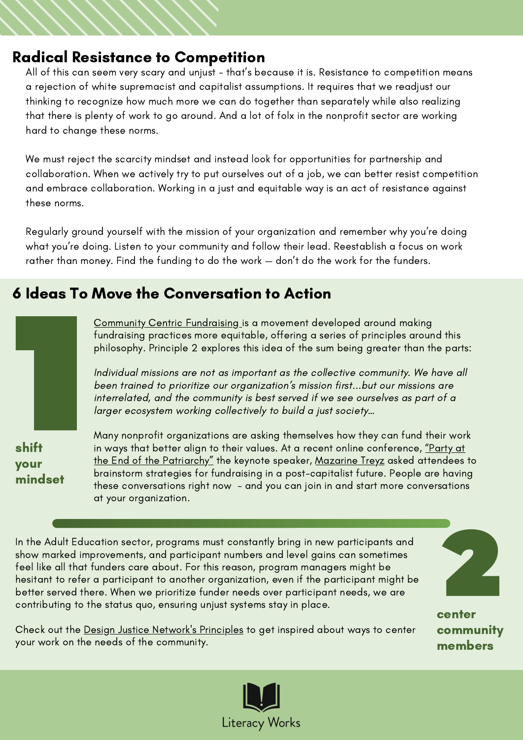## Radical Resistance to Competition

All of this can seem very scary and unjust - that's because it is. Resistance to competition means a rejection of white supremacist and capitalist assumptions. It requires that we readjust our thinking to recognize how much more we can do together than separately while also realizing that there is plenty of work to go around. And a lot of folx in the nonprofit sector are working hard to change these norms.

We must reject the scarcity mindset and instead look for opportunities for partnership and collaboration. When we actively try to put ourselves out of a job, we can better resist competition and embrace collaboration. Working in a just and equitable way is an act of resistance against these norms.

Regularly ground yourself with the mission of your organization and remember why you're doing what you're doing. Listen to your community and follow their lead. Reestablish a focus on work rather than money. Find the funding to do the work — don't do the work for the funders.

## 6 Ideas To Move the Conversation to Action

### 1 shift your mindset

Community Centric Fundraising is a movement developed around making fundraising practices more equitable, offering a series of principles around this philosophy. Principle 2 explores this idea of the sum being greater than the parts:

*Individual missions are not as important as the collective community. We have all been trained to prioritize our organization's mission first...but our missions are interrelated, and the community is best served if we see ourselves as part of a larger ecosystem working collectively to build a just society...*

Many nonprofit organizations are asking themselves how they can fund their work in ways that better align to their values. At a recent online conference, "Party at the End of the Patriarchy" the keynote speaker, Mazarine Treyz asked attendees to brainstorm strategies for fundraising in a post-capitalist future. People are having these conversations right now - and you can join in and start more conversations at your organization.

### 2 center community members

In the Adult Education sector, programs must constantly bring in new participants and show marked improvements, and participant numbers and level gains can sometimes feel like all that funders care about. For this reason, program managers might be hesitant to refer a participant to another organization, even if the participant might be better served there. When we prioritize funder needs over participant needs, we are contributing to the status quo, ensuring unjust systems stay in place.

Check out the Design Justice Network's Principles to get inspired about ways to center your work on the needs of the community.

Literacy Works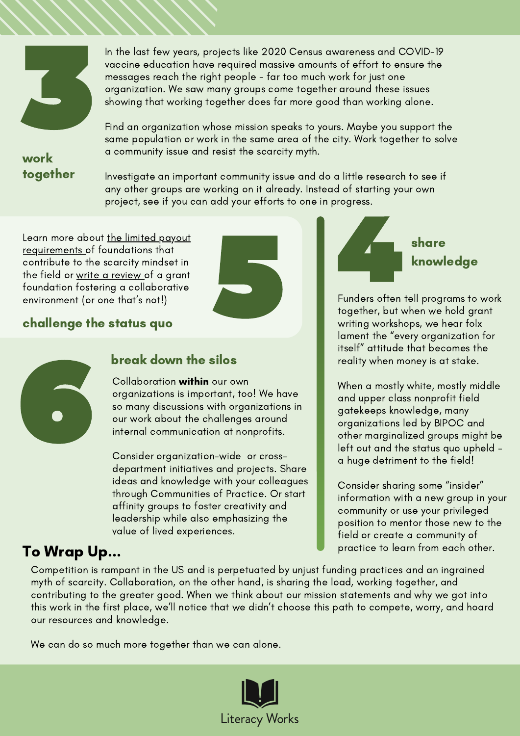## 3 work together

In the last few years, projects like 2020 Census awareness and COVID-19 vaccine education have required massive amounts of effort to ensure the messages reach the right people - far too much work for just one organization. We saw many groups come together around these issues showing that working together does far more good than working alone.

Find an organization whose mission speaks to yours. Maybe you support the same population or work in the same area of the city. Work together to solve a community issue and resist the scarcity myth.

Investigate an important community issue and do a little research to see if any other groups are working on it already. Instead of starting your own project, see if you can add your efforts to one in progress.

## 4 share knowledge

Funders often tell programs to work together, but when we hold grant writing workshops, we hear folx lament the "every organization for itself" attitude that becomes the reality when money is at stake.

When a mostly white, mostly middle and upper class nonprofit field gatekeeps knowledge, many organizations led by BIPOC and other marginalized groups might be left out and the status quo upheld - a huge detriment to the field!

Consider sharing some "insider" information with a new group in your community or use your privileged position to mentor those new to the field or create a community of practice to learn from each other.

## 5 challenge the status quo

Learn more about the limited payout requirements of foundations that contribute to the scarcity mindset in the field or write a review of a grant foundation fostering a collaborative environment (or one that's not!)

## 6 break down the silos

Collaboration **within** our own organizations is important, too! We have so many discussions with organizations in our work about the challenges around internal communication at nonprofits.

Consider organization-wide or cross-department initiatives and projects. Share ideas and knowledge with your colleagues through Communities of Practice. Or start affinity groups to foster creativity and leadership while also emphasizing the value of lived experiences.

## To Wrap Up...

Competition is rampant in the US and is perpetuated by unjust funding practices and an ingrained myth of scarcity. Collaboration, on the other hand, is sharing the load, working together, and contributing to the greater good. When we think about our mission statements and why we got into this work in the first place, we'll notice that we didn't choose this path to compete, worry, and hoard our resources and knowledge.

We can do so much more together than we can alone.

Literacy Works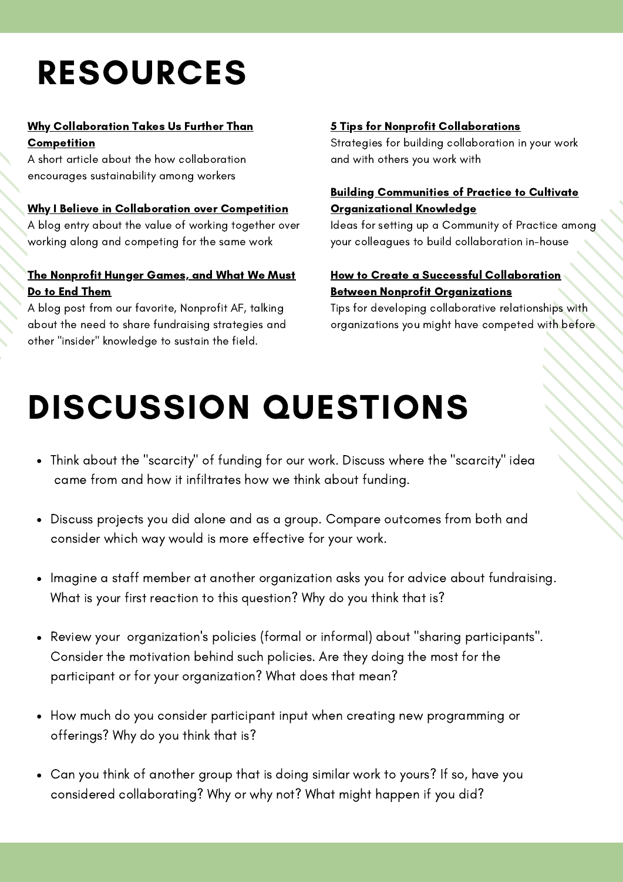# RESOURCES

**Why Collaboration Takes Us Further Than Competition**
A short article about the how collaboration encourages sustainability among workers

**Why I Believe in Collaboration over Competition**
A blog entry about the value of working together over working along and competing for the same work

**The Nonprofit Hunger Games, and What We Must Do to End Them**
A blog post from our favorite, Nonprofit AF, talking about the need to share fundraising strategies and other "insider" knowledge to sustain the field.

**5 Tips for Nonprofit Collaborations**
Strategies for building collaboration in your work and with others you work with

**Building Communities of Practice to Cultivate Organizational Knowledge**
Ideas for setting up a Community of Practice among your colleagues to build collaboration in-house

**How to Create a Successful Collaboration Between Nonprofit Organizations**
Tips for developing collaborative relationships with organizations you might have competed with before

# DISCUSSION QUESTIONS

- Think about the "scarcity" of funding for our work. Discuss where the "scarcity" idea came from and how it infiltrates how we think about funding.
- Discuss projects you did alone and as a group. Compare outcomes from both and consider which way would is more effective for your work.
- Imagine a staff member at another organization asks you for advice about fundraising. What is your first reaction to this question? Why do you think that is?
- Review your organization's policies (formal or informal) about "sharing participants". Consider the motivation behind such policies. Are they doing the most for the participant or for your organization? What does that mean?
- How much do you consider participant input when creating new programming or offerings? Why do you think that is?
- Can you think of another group that is doing similar work to yours? If so, have you considered collaborating? Why or why not? What might happen if you did?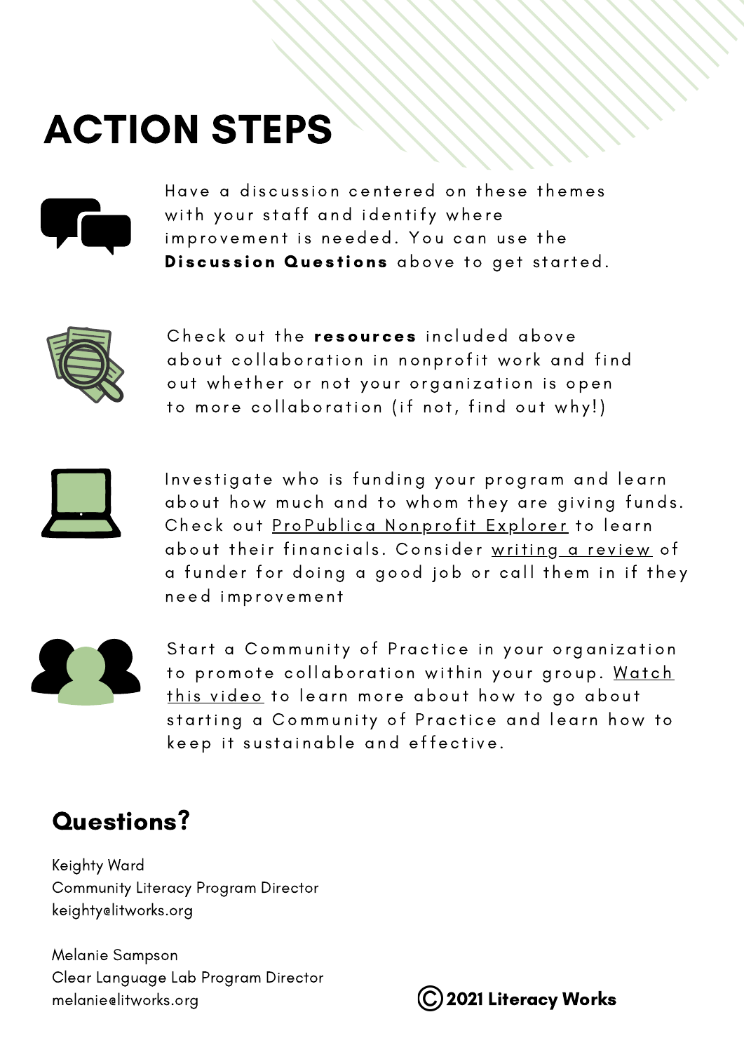# ACTION STEPS

Have a discussion centered on these themes with your staff and identify where improvement is needed. You can use the **Discussion Questions** above to get started.

Check out the **resources** included above about collaboration in nonprofit work and find out whether or not your organization is open to more collaboration (if not, find out why!)

Investigate who is funding your program and learn about how much and to whom they are giving funds. Check out ProPublica Nonprofit Explorer to learn about their financials. Consider writing a review of a funder for doing a good job or call them in if they need improvement

Start a Community of Practice in your organization to promote collaboration within your group. Watch this video to learn more about how to go about starting a Community of Practice and learn how to keep it sustainable and effective.

## Questions?

Keighty Ward
Community Literacy Program Director
keighty@litworks.org

Melanie Sampson
Clear Language Lab Program Director
melanie@litworks.org

©2021 Literacy Works